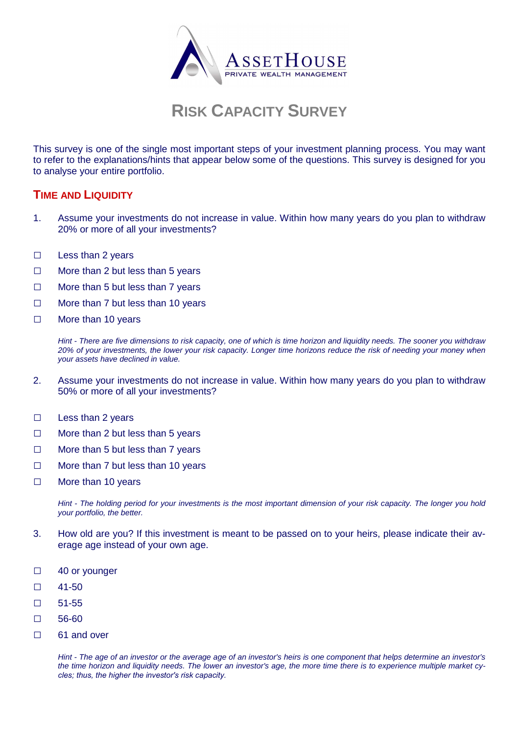ASSETHOUSE
PRIVATE WEALTH MANAGEMENT

# RISK CAPACITY SURVEY

This survey is one of the single most important steps of your investment planning process. You may want to refer to the explanations/hints that appear below some of the questions. This survey is designed for you to analyse your entire portfolio.

## TIME AND LIQUIDITY

1. Assume your investments do not increase in value. Within how many years do you plan to withdraw 20% or more of all your investments?

- ☐ Less than 2 years
- ☐ More than 2 but less than 5 years
- ☐ More than 5 but less than 7 years
- ☐ More than 7 but less than 10 years
- ☐ More than 10 years

*Hint - There are five dimensions to risk capacity, one of which is time horizon and liquidity needs. The sooner you withdraw 20% of your investments, the lower your risk capacity. Longer time horizons reduce the risk of needing your money when your assets have declined in value.*

2. Assume your investments do not increase in value. Within how many years do you plan to withdraw 50% or more of all your investments?

- ☐ Less than 2 years
- ☐ More than 2 but less than 5 years
- ☐ More than 5 but less than 7 years
- ☐ More than 7 but less than 10 years
- ☐ More than 10 years

*Hint - The holding period for your investments is the most important dimension of your risk capacity. The longer you hold your portfolio, the better.*

3. How old are you? If this investment is meant to be passed on to your heirs, please indicate their average age instead of your own age.

- ☐ 40 or younger
- ☐ 41-50
- ☐ 51-55
- ☐ 56-60
- ☐ 61 and over

*Hint - The age of an investor or the average age of an investor's heirs is one component that helps determine an investor's the time horizon and liquidity needs. The lower an investor's age, the more time there is to experience multiple market cycles; thus, the higher the investor's risk capacity.*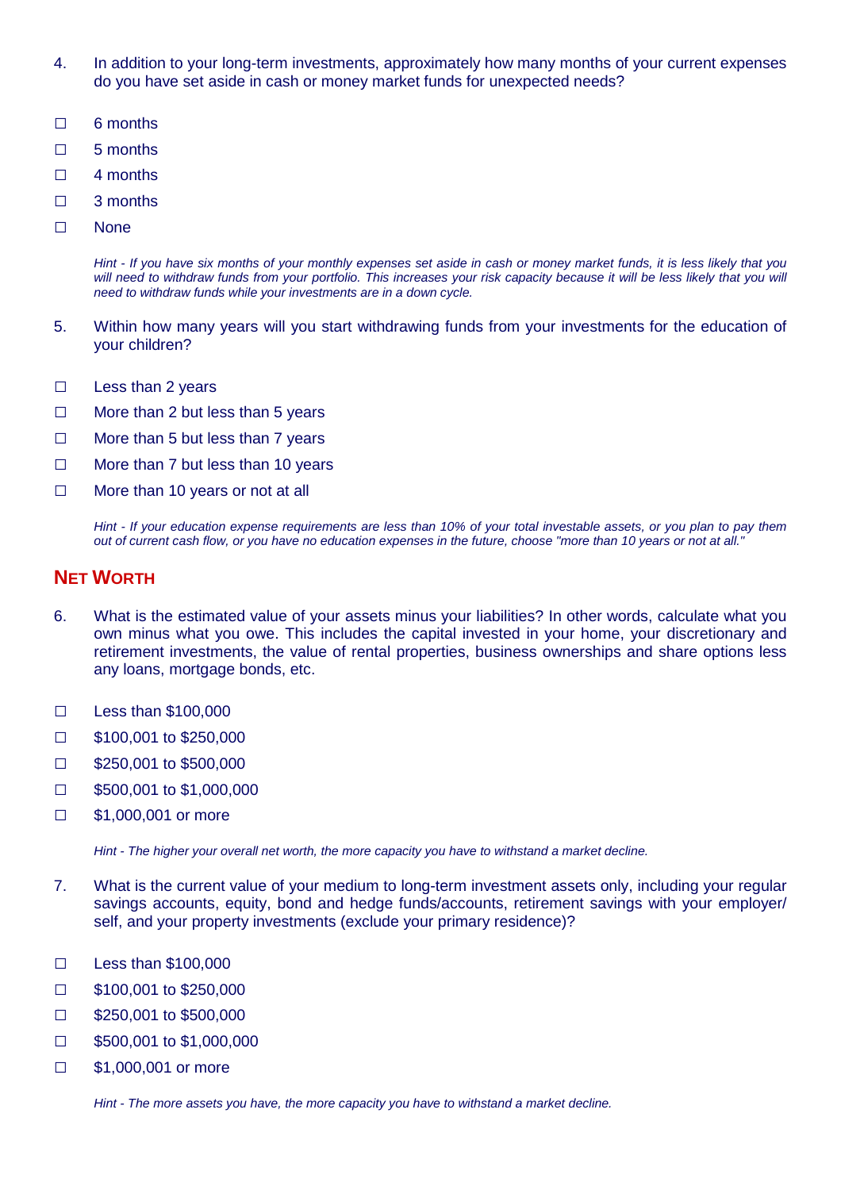4. In addition to your long-term investments, approximately how many months of your current expenses do you have set aside in cash or money market funds for unexpected needs?

☐ 6 months

☐ 5 months

☐ 4 months

☐ 3 months

☐ None

*Hint - If you have six months of your monthly expenses set aside in cash or money market funds, it is less likely that you will need to withdraw funds from your portfolio. This increases your risk capacity because it will be less likely that you will need to withdraw funds while your investments are in a down cycle.*

5. Within how many years will you start withdrawing funds from your investments for the education of your children?

☐ Less than 2 years

☐ More than 2 but less than 5 years

☐ More than 5 but less than 7 years

☐ More than 7 but less than 10 years

☐ More than 10 years or not at all

*Hint - If your education expense requirements are less than 10% of your total investable assets, or you plan to pay them out of current cash flow, or you have no education expenses in the future, choose "more than 10 years or not at all."*

## NET WORTH

6. What is the estimated value of your assets minus your liabilities? In other words, calculate what you own minus what you owe. This includes the capital invested in your home, your discretionary and retirement investments, the value of rental properties, business ownerships and share options less any loans, mortgage bonds, etc.

☐ Less than $100,000

☐ $100,001 to $250,000

☐ $250,001 to $500,000

☐ $500,001 to $1,000,000

☐ $1,000,001 or more

*Hint - The higher your overall net worth, the more capacity you have to withstand a market decline.*

7. What is the current value of your medium to long-term investment assets only, including your regular savings accounts, equity, bond and hedge funds/accounts, retirement savings with your employer/ self, and your property investments (exclude your primary residence)?

☐ Less than $100,000

☐ $100,001 to $250,000

☐ $250,001 to $500,000

☐ $500,001 to $1,000,000

☐ $1,000,001 or more

*Hint - The more assets you have, the more capacity you have to withstand a market decline.*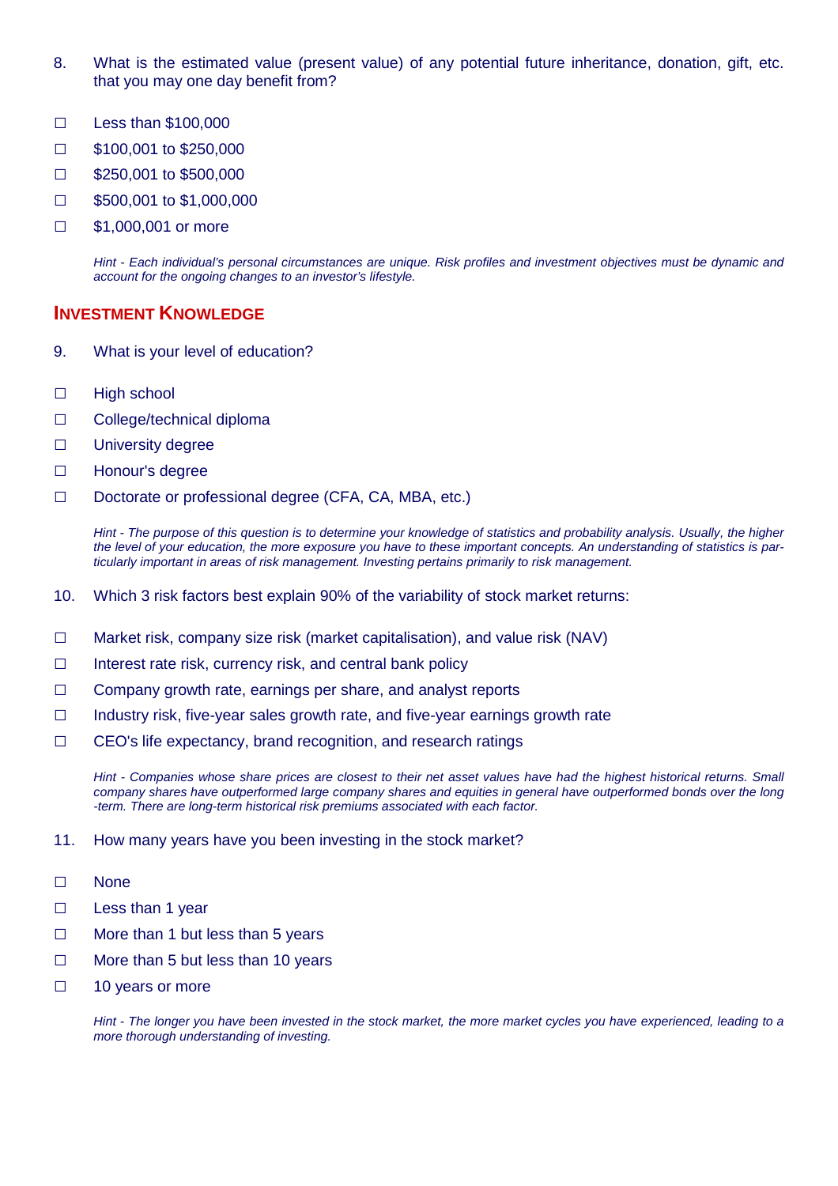8. What is the estimated value (present value) of any potential future inheritance, donation, gift, etc. that you may one day benefit from?

- ☐ Less than $100,000
- ☐ $100,001 to $250,000
- ☐ $250,001 to $500,000
- ☐ $500,001 to $1,000,000
- ☐ $1,000,001 or more

*Hint - Each individual's personal circumstances are unique. Risk profiles and investment objectives must be dynamic and account for the ongoing changes to an investor's lifestyle.*

## Investment Knowledge

9. What is your level of education?

- ☐ High school
- ☐ College/technical diploma
- ☐ University degree
- ☐ Honour's degree
- ☐ Doctorate or professional degree (CFA, CA, MBA, etc.)

*Hint - The purpose of this question is to determine your knowledge of statistics and probability analysis. Usually, the higher the level of your education, the more exposure you have to these important concepts. An understanding of statistics is particularly important in areas of risk management. Investing pertains primarily to risk management.*

10. Which 3 risk factors best explain 90% of the variability of stock market returns:

- ☐ Market risk, company size risk (market capitalisation), and value risk (NAV)
- ☐ Interest rate risk, currency risk, and central bank policy
- ☐ Company growth rate, earnings per share, and analyst reports
- ☐ Industry risk, five-year sales growth rate, and five-year earnings growth rate
- ☐ CEO's life expectancy, brand recognition, and research ratings

*Hint - Companies whose share prices are closest to their net asset values have had the highest historical returns. Small company shares have outperformed large company shares and equities in general have outperformed bonds over the long -term. There are long-term historical risk premiums associated with each factor.*

11. How many years have you been investing in the stock market?

- ☐ None
- ☐ Less than 1 year
- ☐ More than 1 but less than 5 years
- ☐ More than 5 but less than 10 years
- ☐ 10 years or more

*Hint - The longer you have been invested in the stock market, the more market cycles you have experienced, leading to a more thorough understanding of investing.*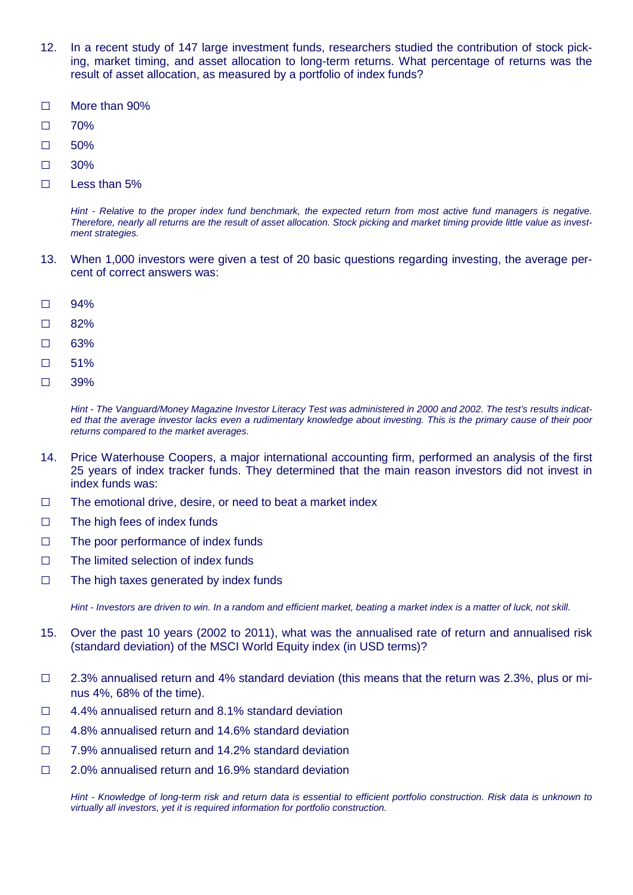12. In a recent study of 147 large investment funds, researchers studied the contribution of stock picking, market timing, and asset allocation to long-term returns. What percentage of returns was the result of asset allocation, as measured by a portfolio of index funds?

☐ More than 90%

☐ 70%

☐ 50%

☐ 30%

☐ Less than 5%

*Hint - Relative to the proper index fund benchmark, the expected return from most active fund managers is negative. Therefore, nearly all returns are the result of asset allocation. Stock picking and market timing provide little value as investment strategies.*

13. When 1,000 investors were given a test of 20 basic questions regarding investing, the average percent of correct answers was:

☐ 94%

☐ 82%

☐ 63%

☐ 51%

☐ 39%

*Hint - The Vanguard/Money Magazine Investor Literacy Test was administered in 2000 and 2002. The test's results indicated that the average investor lacks even a rudimentary knowledge about investing. This is the primary cause of their poor returns compared to the market averages.*

14. Price Waterhouse Coopers, a major international accounting firm, performed an analysis of the first 25 years of index tracker funds. They determined that the main reason investors did not invest in index funds was:

☐ The emotional drive, desire, or need to beat a market index

☐ The high fees of index funds

☐ The poor performance of index funds

☐ The limited selection of index funds

☐ The high taxes generated by index funds

*Hint - Investors are driven to win. In a random and efficient market, beating a market index is a matter of luck, not skill.*

15. Over the past 10 years (2002 to 2011), what was the annualised rate of return and annualised risk (standard deviation) of the MSCI World Equity index (in USD terms)?

☐ 2.3% annualised return and 4% standard deviation (this means that the return was 2.3%, plus or minus 4%, 68% of the time).

☐ 4.4% annualised return and 8.1% standard deviation

☐ 4.8% annualised return and 14.6% standard deviation

☐ 7.9% annualised return and 14.2% standard deviation

☐ 2.0% annualised return and 16.9% standard deviation

*Hint - Knowledge of long-term risk and return data is essential to efficient portfolio construction. Risk data is unknown to virtually all investors, yet it is required information for portfolio construction.*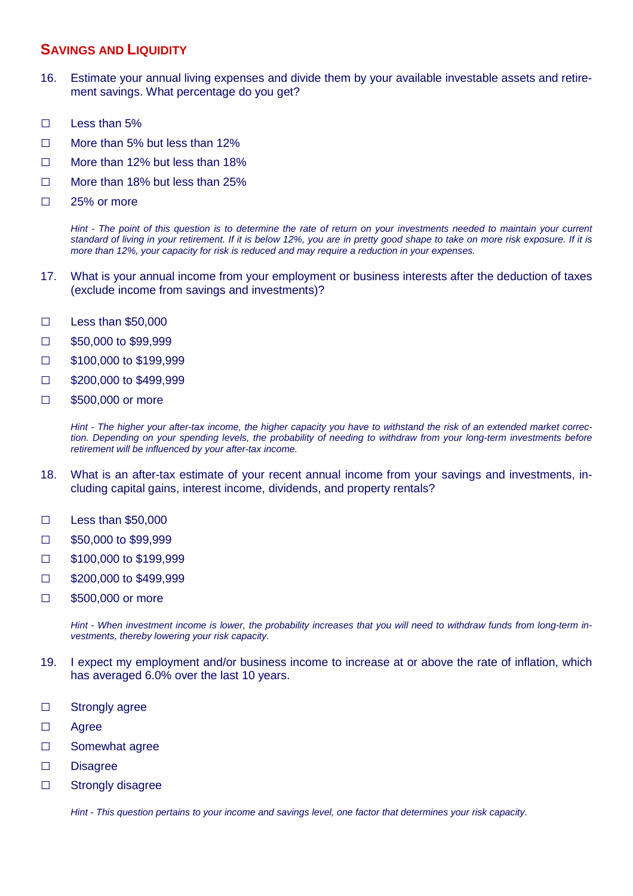## Savings and Liquidity

16. Estimate your annual living expenses and divide them by your available investable assets and retirement savings. What percentage do you get?

- ☐ Less than 5%
- ☐ More than 5% but less than 12%
- ☐ More than 12% but less than 18%
- ☐ More than 18% but less than 25%
- ☐ 25% or more

*Hint - The point of this question is to determine the rate of return on your investments needed to maintain your current standard of living in your retirement. If it is below 12%, you are in pretty good shape to take on more risk exposure. If it is more than 12%, your capacity for risk is reduced and may require a reduction in your expenses.*

17. What is your annual income from your employment or business interests after the deduction of taxes (exclude income from savings and investments)?

- ☐ Less than $50,000
- ☐ $50,000 to $99,999
- ☐ $100,000 to $199,999
- ☐ $200,000 to $499,999
- ☐ $500,000 or more

*Hint - The higher your after-tax income, the higher capacity you have to withstand the risk of an extended market correction. Depending on your spending levels, the probability of needing to withdraw from your long-term investments before retirement will be influenced by your after-tax income.*

18. What is an after-tax estimate of your recent annual income from your savings and investments, including capital gains, interest income, dividends, and property rentals?

- ☐ Less than $50,000
- ☐ $50,000 to $99,999
- ☐ $100,000 to $199,999
- ☐ $200,000 to $499,999
- ☐ $500,000 or more

*Hint - When investment income is lower, the probability increases that you will need to withdraw funds from long-term investments, thereby lowering your risk capacity.*

19. I expect my employment and/or business income to increase at or above the rate of inflation, which has averaged 6.0% over the last 10 years.

- ☐ Strongly agree
- ☐ Agree
- ☐ Somewhat agree
- ☐ Disagree
- ☐ Strongly disagree

*Hint - This question pertains to your income and savings level, one factor that determines your risk capacity.*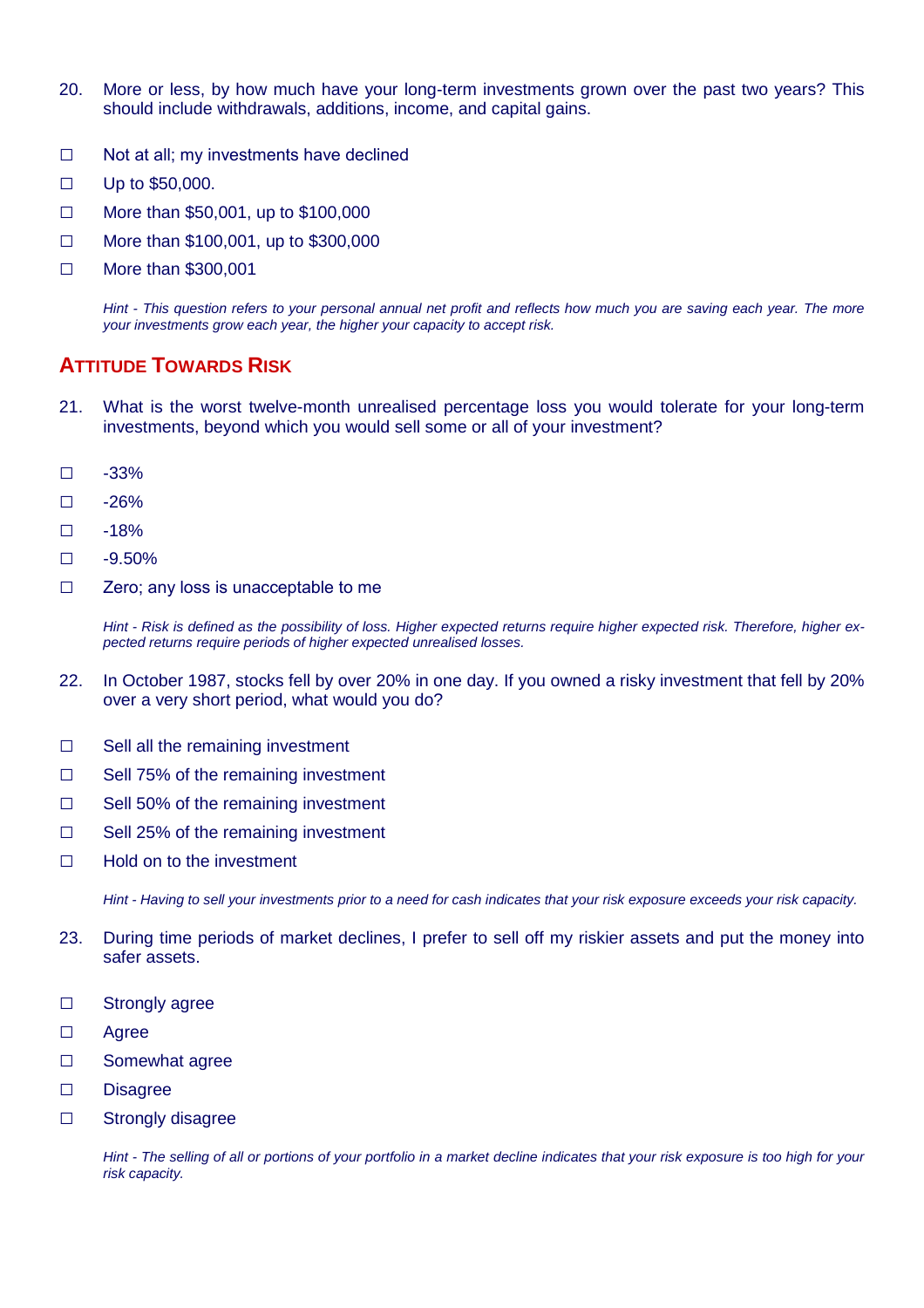20. More or less, by how much have your long-term investments grown over the past two years? This should include withdrawals, additions, income, and capital gains.

☐ Not at all; my investments have declined

☐ Up to $50,000.

☐ More than $50,001, up to $100,000

☐ More than $100,001, up to $300,000

☐ More than $300,001

*Hint - This question refers to your personal annual net profit and reflects how much you are saving each year. The more your investments grow each year, the higher your capacity to accept risk.*

## ATTITUDE TOWARDS RISK

21. What is the worst twelve-month unrealised percentage loss you would tolerate for your long-term investments, beyond which you would sell some or all of your investment?

☐ -33%

☐ -26%

☐ -18%

☐ -9.50%

☐ Zero; any loss is unacceptable to me

*Hint - Risk is defined as the possibility of loss. Higher expected returns require higher expected risk. Therefore, higher expected returns require periods of higher expected unrealised losses.*

22. In October 1987, stocks fell by over 20% in one day. If you owned a risky investment that fell by 20% over a very short period, what would you do?

☐ Sell all the remaining investment

☐ Sell 75% of the remaining investment

☐ Sell 50% of the remaining investment

☐ Sell 25% of the remaining investment

☐ Hold on to the investment

*Hint - Having to sell your investments prior to a need for cash indicates that your risk exposure exceeds your risk capacity.*

23. During time periods of market declines, I prefer to sell off my riskier assets and put the money into safer assets.

☐ Strongly agree

☐ Agree

☐ Somewhat agree

☐ Disagree

☐ Strongly disagree

*Hint - The selling of all or portions of your portfolio in a market decline indicates that your risk exposure is too high for your risk capacity.*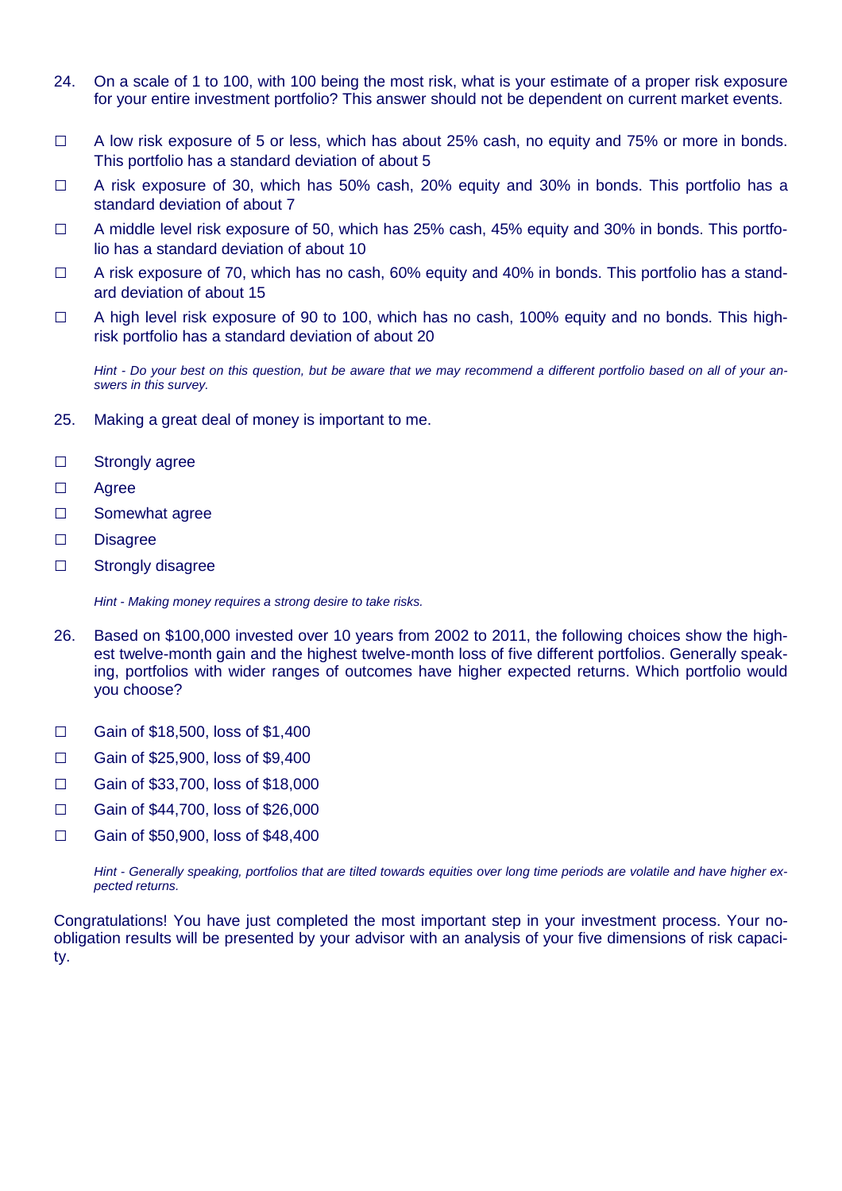24. On a scale of 1 to 100, with 100 being the most risk, what is your estimate of a proper risk exposure for your entire investment portfolio? This answer should not be dependent on current market events.

- ☐ A low risk exposure of 5 or less, which has about 25% cash, no equity and 75% or more in bonds. This portfolio has a standard deviation of about 5
- ☐ A risk exposure of 30, which has 50% cash, 20% equity and 30% in bonds. This portfolio has a standard deviation of about 7
- ☐ A middle level risk exposure of 50, which has 25% cash, 45% equity and 30% in bonds. This portfolio has a standard deviation of about 10
- ☐ A risk exposure of 70, which has no cash, 60% equity and 40% in bonds. This portfolio has a standard deviation of about 15
- ☐ A high level risk exposure of 90 to 100, which has no cash, 100% equity and no bonds. This high-risk portfolio has a standard deviation of about 20

*Hint - Do your best on this question, but be aware that we may recommend a different portfolio based on all of your answers in this survey.*

25. Making a great deal of money is important to me.

- ☐ Strongly agree
- ☐ Agree
- ☐ Somewhat agree
- ☐ Disagree
- ☐ Strongly disagree

*Hint - Making money requires a strong desire to take risks.*

26. Based on $100,000 invested over 10 years from 2002 to 2011, the following choices show the highest twelve-month gain and the highest twelve-month loss of five different portfolios. Generally speaking, portfolios with wider ranges of outcomes have higher expected returns. Which portfolio would you choose?

- ☐ Gain of $18,500, loss of $1,400
- ☐ Gain of $25,900, loss of $9,400
- ☐ Gain of $33,700, loss of $18,000
- ☐ Gain of $44,700, loss of $26,000
- ☐ Gain of $50,900, loss of $48,400

*Hint - Generally speaking, portfolios that are tilted towards equities over long time periods are volatile and have higher expected returns.*

Congratulations! You have just completed the most important step in your investment process. Your no-obligation results will be presented by your advisor with an analysis of your five dimensions of risk capacity.